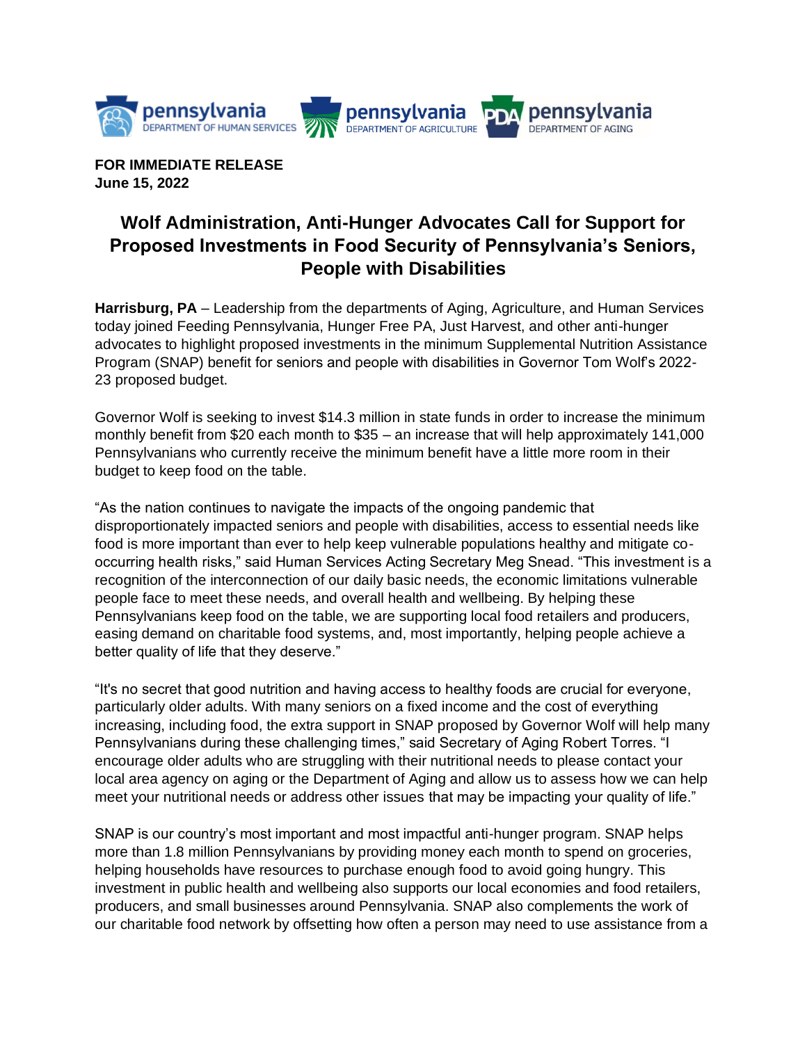pennsylvania DEPARTMENT OF HUMAN SERVICES | pennsylvania DEPARTMENT OF AGRICULTURE | PDA pennsylvania DEPARTMENT OF AGING

**FOR IMMEDIATE RELEASE**
**June 15, 2022**

# Wolf Administration, Anti-Hunger Advocates Call for Support for Proposed Investments in Food Security of Pennsylvania's Seniors, People with Disabilities

**Harrisburg, PA** – Leadership from the departments of Aging, Agriculture, and Human Services today joined Feeding Pennsylvania, Hunger Free PA, Just Harvest, and other anti-hunger advocates to highlight proposed investments in the minimum Supplemental Nutrition Assistance Program (SNAP) benefit for seniors and people with disabilities in Governor Tom Wolf's 2022-23 proposed budget.

Governor Wolf is seeking to invest $14.3 million in state funds in order to increase the minimum monthly benefit from $20 each month to $35 – an increase that will help approximately 141,000 Pennsylvanians who currently receive the minimum benefit have a little more room in their budget to keep food on the table.

"As the nation continues to navigate the impacts of the ongoing pandemic that disproportionately impacted seniors and people with disabilities, access to essential needs like food is more important than ever to help keep vulnerable populations healthy and mitigate co-occurring health risks," said Human Services Acting Secretary Meg Snead. "This investment is a recognition of the interconnection of our daily basic needs, the economic limitations vulnerable people face to meet these needs, and overall health and wellbeing. By helping these Pennsylvanians keep food on the table, we are supporting local food retailers and producers, easing demand on charitable food systems, and, most importantly, helping people achieve a better quality of life that they deserve."

"It's no secret that good nutrition and having access to healthy foods are crucial for everyone, particularly older adults. With many seniors on a fixed income and the cost of everything increasing, including food, the extra support in SNAP proposed by Governor Wolf will help many Pennsylvanians during these challenging times," said Secretary of Aging Robert Torres. "I encourage older adults who are struggling with their nutritional needs to please contact your local area agency on aging or the Department of Aging and allow us to assess how we can help meet your nutritional needs or address other issues that may be impacting your quality of life."

SNAP is our country's most important and most impactful anti-hunger program. SNAP helps more than 1.8 million Pennsylvanians by providing money each month to spend on groceries, helping households have resources to purchase enough food to avoid going hungry. This investment in public health and wellbeing also supports our local economies and food retailers, producers, and small businesses around Pennsylvania. SNAP also complements the work of our charitable food network by offsetting how often a person may need to use assistance from a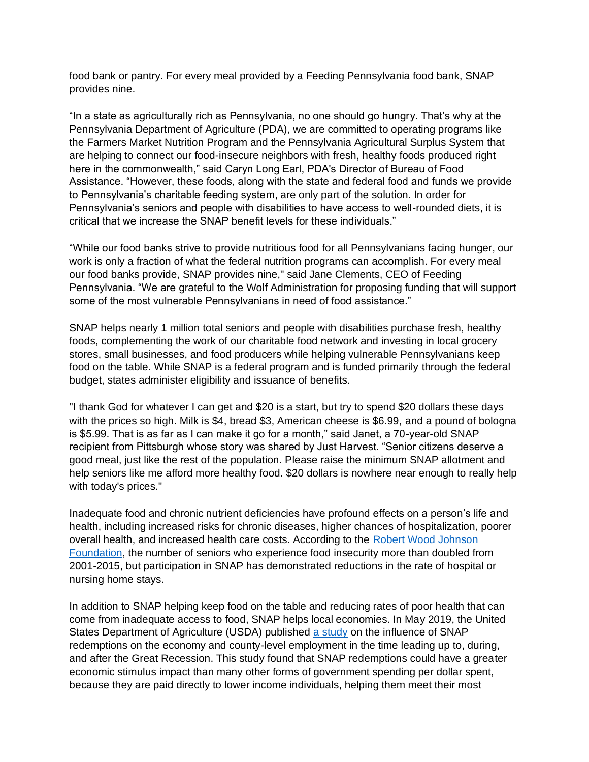food bank or pantry. For every meal provided by a Feeding Pennsylvania food bank, SNAP provides nine.

"In a state as agriculturally rich as Pennsylvania, no one should go hungry. That's why at the Pennsylvania Department of Agriculture (PDA), we are committed to operating programs like the Farmers Market Nutrition Program and the Pennsylvania Agricultural Surplus System that are helping to connect our food-insecure neighbors with fresh, healthy foods produced right here in the commonwealth," said Caryn Long Earl, PDA's Director of Bureau of Food Assistance. "However, these foods, along with the state and federal food and funds we provide to Pennsylvania's charitable feeding system, are only part of the solution. In order for Pennsylvania's seniors and people with disabilities to have access to well-rounded diets, it is critical that we increase the SNAP benefit levels for these individuals."

"While our food banks strive to provide nutritious food for all Pennsylvanians facing hunger, our work is only a fraction of what the federal nutrition programs can accomplish. For every meal our food banks provide, SNAP provides nine," said Jane Clements, CEO of Feeding Pennsylvania. "We are grateful to the Wolf Administration for proposing funding that will support some of the most vulnerable Pennsylvanians in need of food assistance."

SNAP helps nearly 1 million total seniors and people with disabilities purchase fresh, healthy foods, complementing the work of our charitable food network and investing in local grocery stores, small businesses, and food producers while helping vulnerable Pennsylvanians keep food on the table. While SNAP is a federal program and is funded primarily through the federal budget, states administer eligibility and issuance of benefits.

"I thank God for whatever I can get and $20 is a start, but try to spend $20 dollars these days with the prices so high. Milk is $4, bread $3, American cheese is $6.99, and a pound of bologna is $5.99. That is as far as I can make it go for a month," said Janet, a 70-year-old SNAP recipient from Pittsburgh whose story was shared by Just Harvest. "Senior citizens deserve a good meal, just like the rest of the population. Please raise the minimum SNAP allotment and help seniors like me afford more healthy food. $20 dollars is nowhere near enough to really help with today's prices."

Inadequate food and chronic nutrient deficiencies have profound effects on a person's life and health, including increased risks for chronic diseases, higher chances of hospitalization, poorer overall health, and increased health care costs. According to the [Robert Wood Johnson Foundation](), the number of seniors who experience food insecurity more than doubled from 2001-2015, but participation in SNAP has demonstrated reductions in the rate of hospital or nursing home stays.

In addition to SNAP helping keep food on the table and reducing rates of poor health that can come from inadequate access to food, SNAP helps local economies. In May 2019, the United States Department of Agriculture (USDA) published [a study]() on the influence of SNAP redemptions on the economy and county-level employment in the time leading up to, during, and after the Great Recession. This study found that SNAP redemptions could have a greater economic stimulus impact than many other forms of government spending per dollar spent, because they are paid directly to lower income individuals, helping them meet their most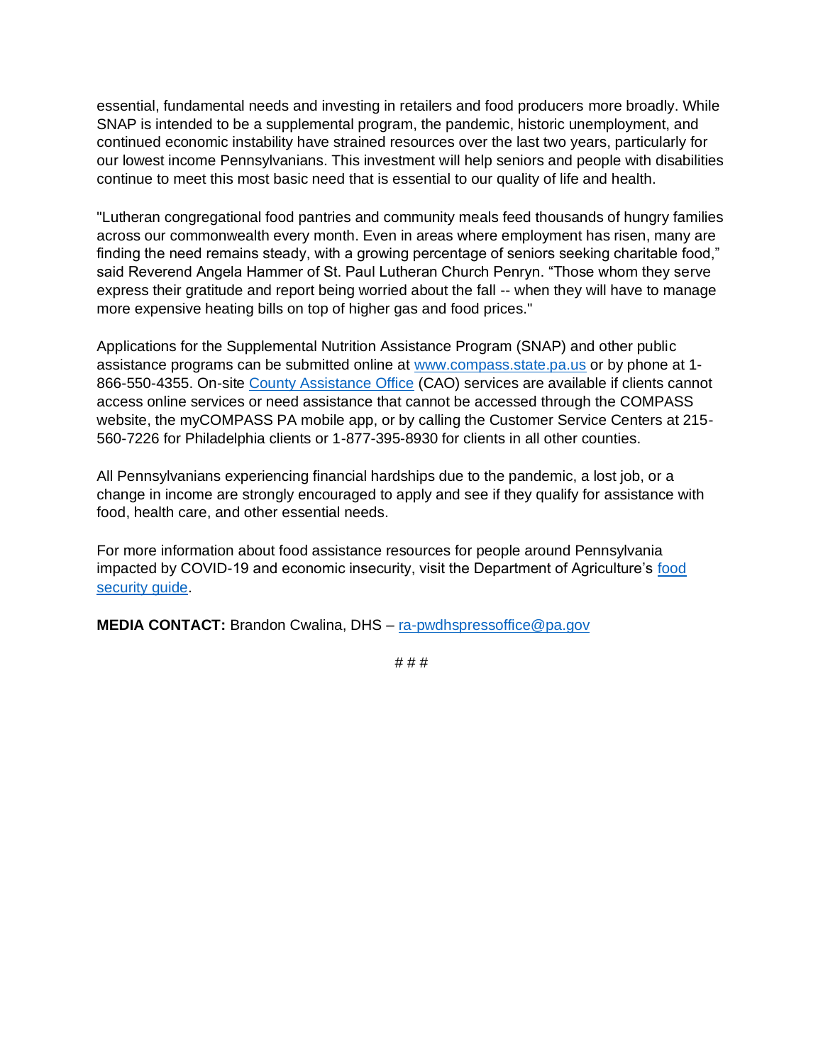essential, fundamental needs and investing in retailers and food producers more broadly. While SNAP is intended to be a supplemental program, the pandemic, historic unemployment, and continued economic instability have strained resources over the last two years, particularly for our lowest income Pennsylvanians. This investment will help seniors and people with disabilities continue to meet this most basic need that is essential to our quality of life and health.

"Lutheran congregational food pantries and community meals feed thousands of hungry families across our commonwealth every month. Even in areas where employment has risen, many are finding the need remains steady, with a growing percentage of seniors seeking charitable food," said Reverend Angela Hammer of St. Paul Lutheran Church Penryn. "Those whom they serve express their gratitude and report being worried about the fall -- when they will have to manage more expensive heating bills on top of higher gas and food prices."

Applications for the Supplemental Nutrition Assistance Program (SNAP) and other public assistance programs can be submitted online at [www.compass.state.pa.us](www.compass.state.pa.us) or by phone at 1-866-550-4355. On-site [County Assistance Office](County Assistance Office) (CAO) services are available if clients cannot access online services or need assistance that cannot be accessed through the COMPASS website, the myCOMPASS PA mobile app, or by calling the Customer Service Centers at 215-560-7226 for Philadelphia clients or 1-877-395-8930 for clients in all other counties.

All Pennsylvanians experiencing financial hardships due to the pandemic, a lost job, or a change in income are strongly encouraged to apply and see if they qualify for assistance with food, health care, and other essential needs.

For more information about food assistance resources for people around Pennsylvania impacted by COVID-19 and economic insecurity, visit the Department of Agriculture's food security guide.

**MEDIA CONTACT:** Brandon Cwalina, DHS – ra-pwdhspressoffice@pa.gov

# # #